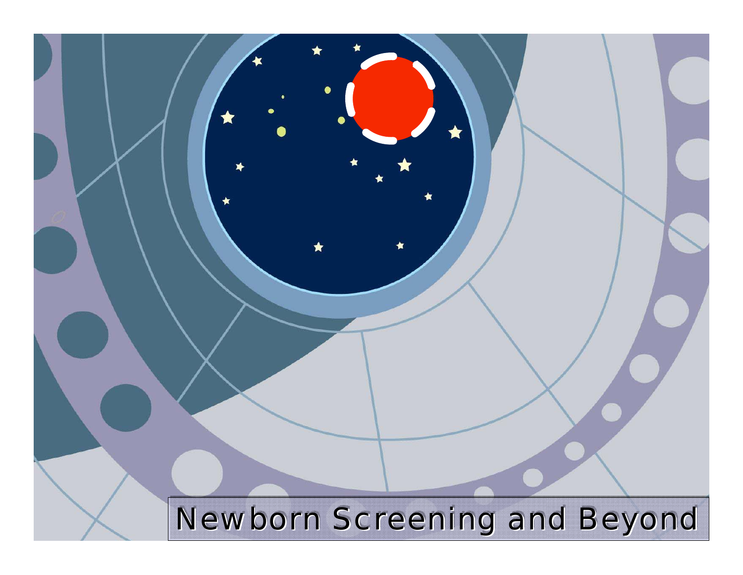# Newborn Screening and Beyond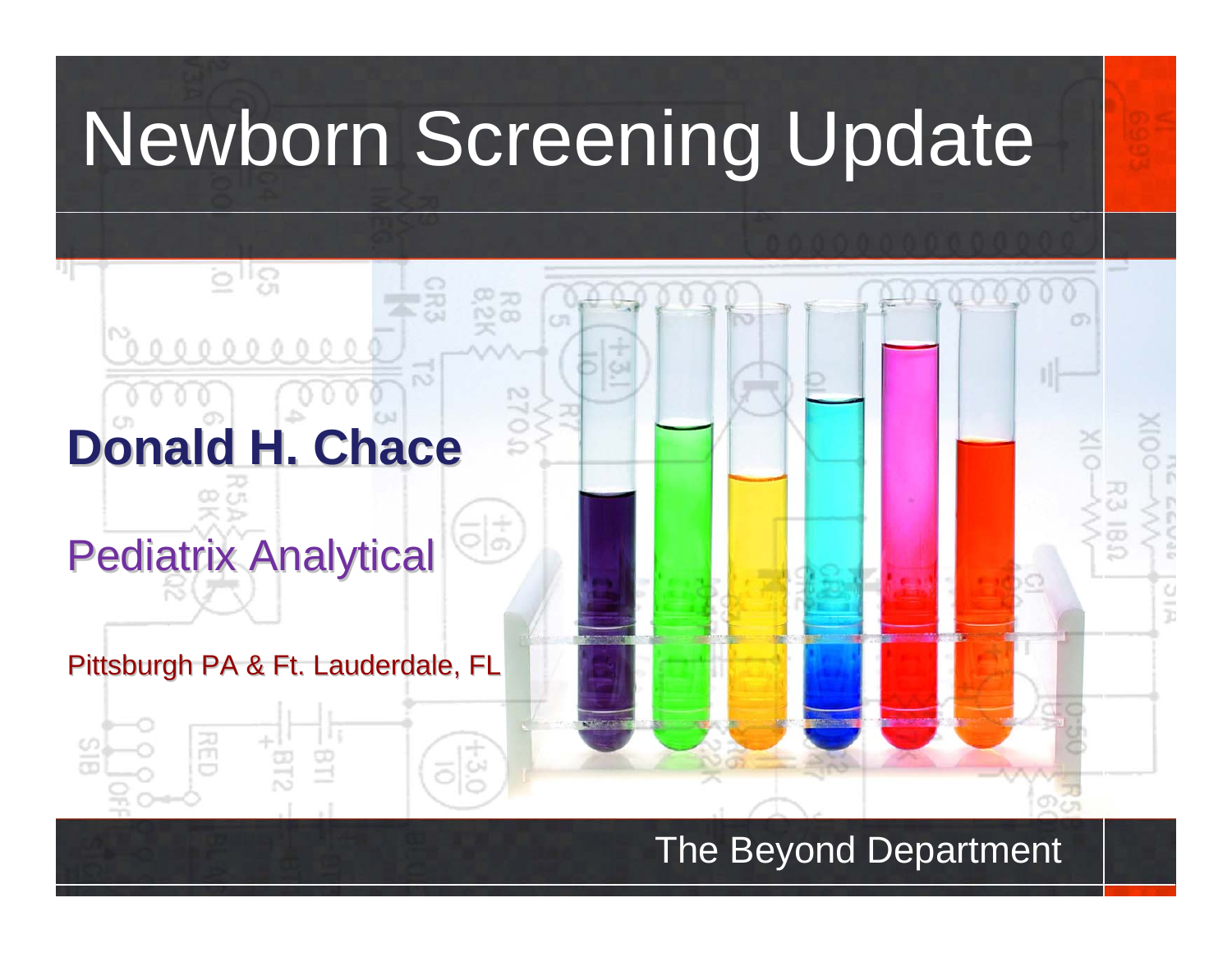# Newborn Screening Update

**Donald H. Chace**

Pediatrix Analytical

Pittsburgh PA & Ft. Lauderdale, FL

The Beyond Department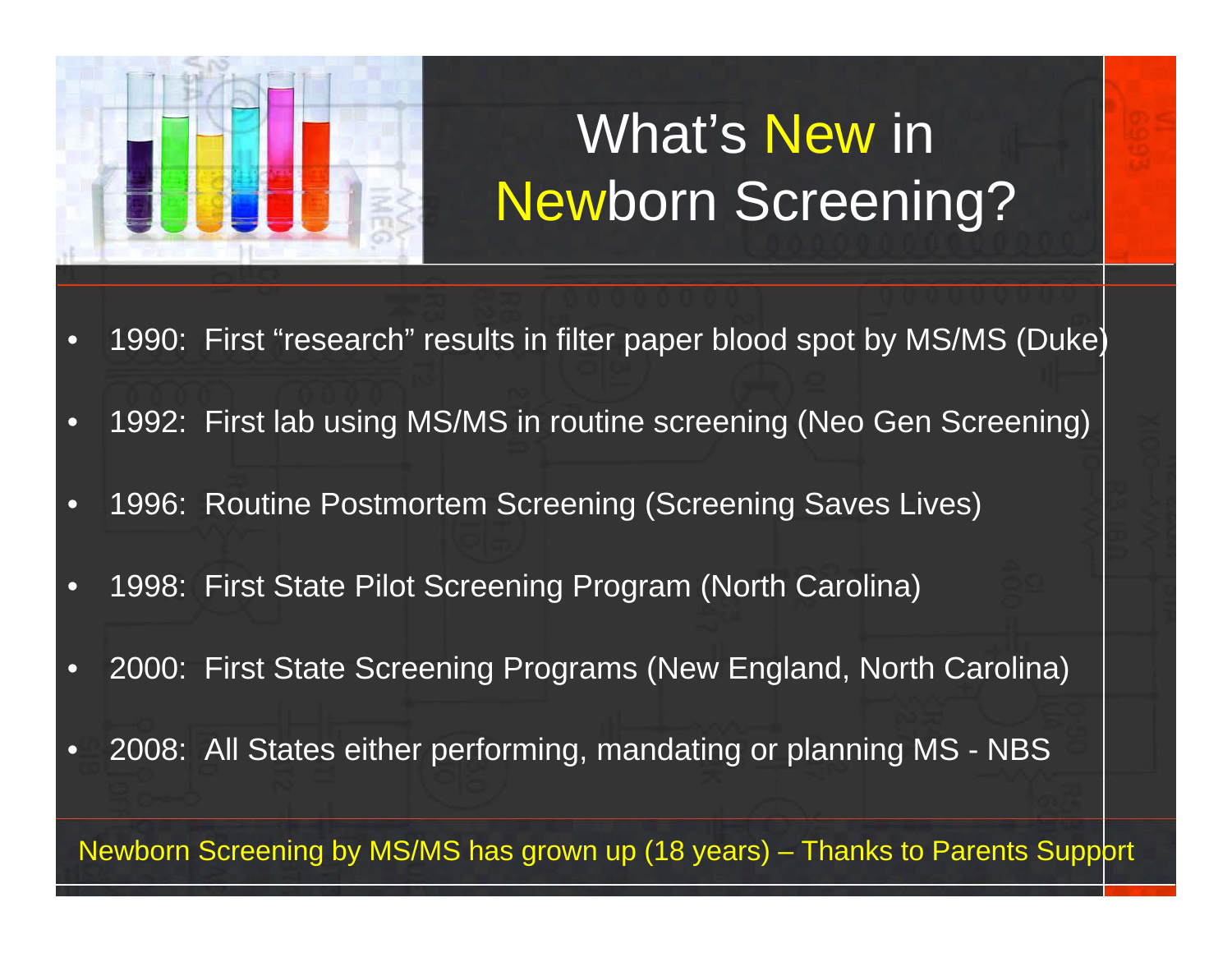# What's New in Newborn Screening?

- 1990: First "research" results in filter paper blood spot by MS/MS (Duke)
- 1992: First lab using MS/MS in routine screening (Neo Gen Screening)
- 1996: Routine Postmortem Screening (Screening Saves Lives)
- 1998: First State Pilot Screening Program (North Carolina)
- 2000: First State Screening Programs (New England, North Carolina)
- 2008: All States either performing, mandating or planning MS - NBS

Newborn Screening by MS/MS has grown up (18 years) – Thanks to Parents Support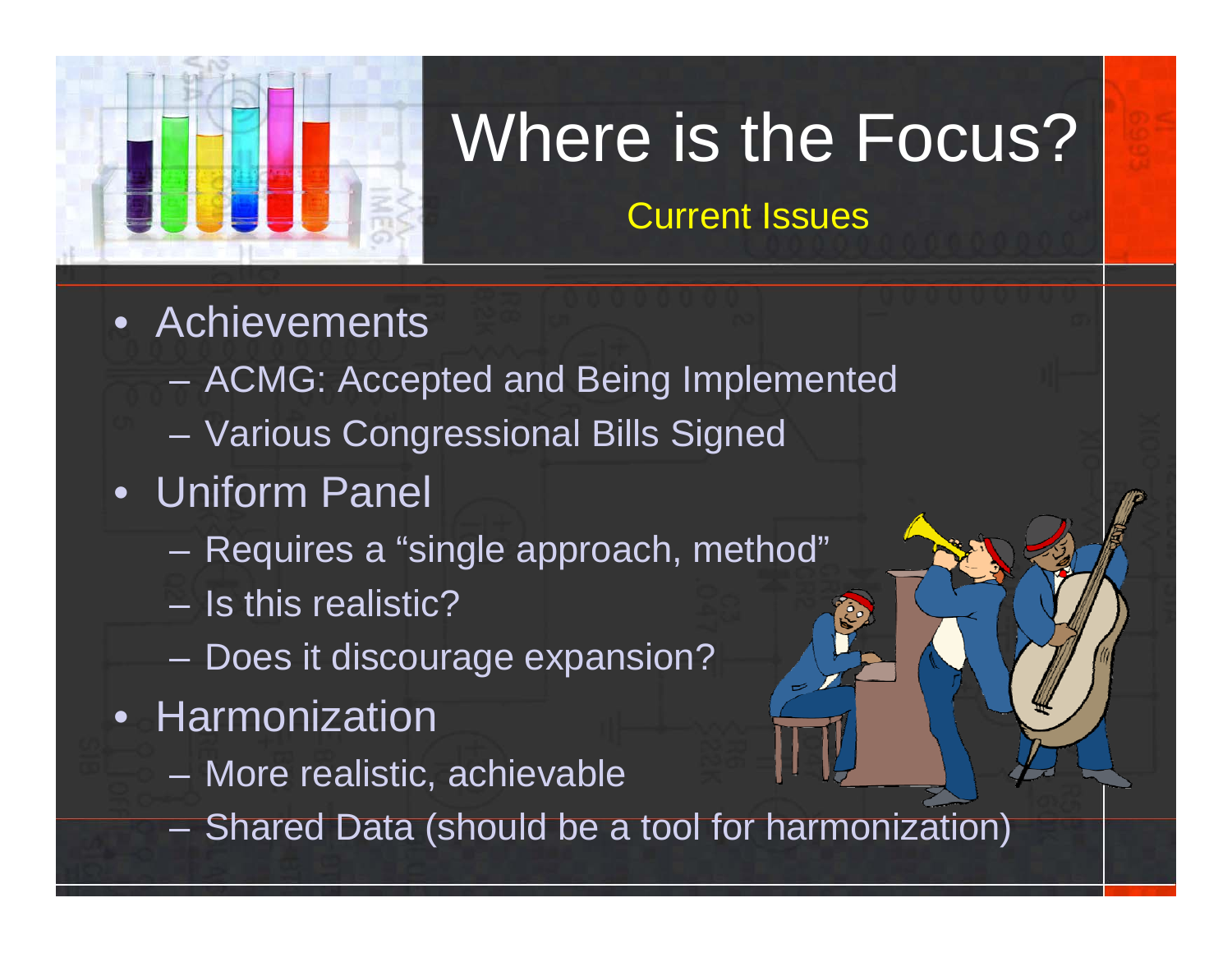# Where is the Focus?

## Current Issues

- Achievements
  - ACMG: Accepted and Being Implemented
  - Various Congressional Bills Signed
- Uniform Panel
  - Requires a "single approach, method"
  - Is this realistic?
  - Does it discourage expansion?
- Harmonization
  - More realistic, achievable
  - Shared Data (should be a tool for harmonization)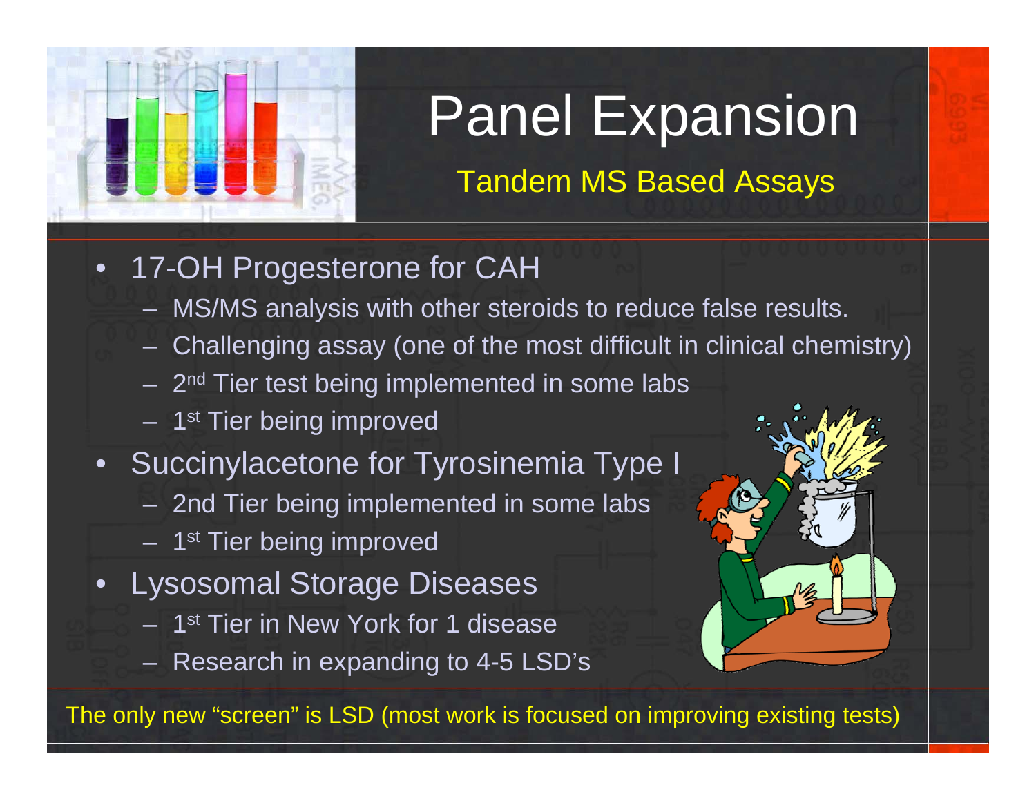# Panel Expansion

## Tandem MS Based Assays

- 17-OH Progesterone for CAH
  - MS/MS analysis with other steroids to reduce false results.
  - Challenging assay (one of the most difficult in clinical chemistry)
  - 2nd Tier test being implemented in some labs
  - 1st Tier being improved
- Succinylacetone for Tyrosinemia Type I
  - 2nd Tier being implemented in some labs
  - 1st Tier being improved
- Lysosomal Storage Diseases
  - 1st Tier in New York for 1 disease
  - Research in expanding to 4-5 LSD's

The only new "screen" is LSD (most work is focused on improving existing tests)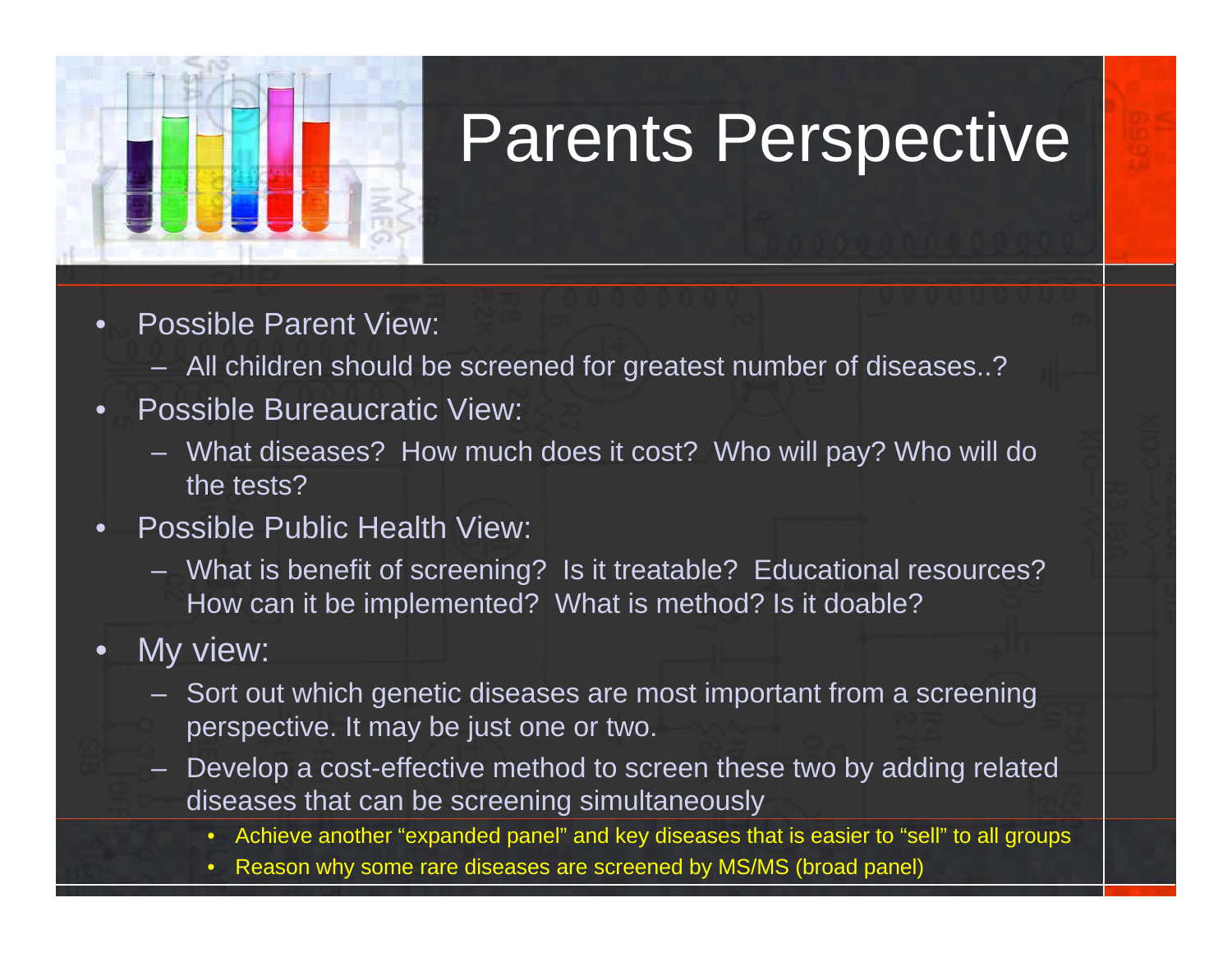# Parents Perspective

- Possible Parent View:
  - All children should be screened for greatest number of diseases..?
- Possible Bureaucratic View:
  - What diseases? How much does it cost? Who will pay? Who will do the tests?
- Possible Public Health View:
  - What is benefit of screening? Is it treatable? Educational resources? How can it be implemented? What is method? Is it doable?
- My view:
  - Sort out which genetic diseases are most important from a screening perspective. It may be just one or two.
  - Develop a cost-effective method to screen these two by adding related diseases that can be screening simultaneously
    - Achieve another "expanded panel" and key diseases that is easier to "sell" to all groups
    - Reason why some rare diseases are screened by MS/MS (broad panel)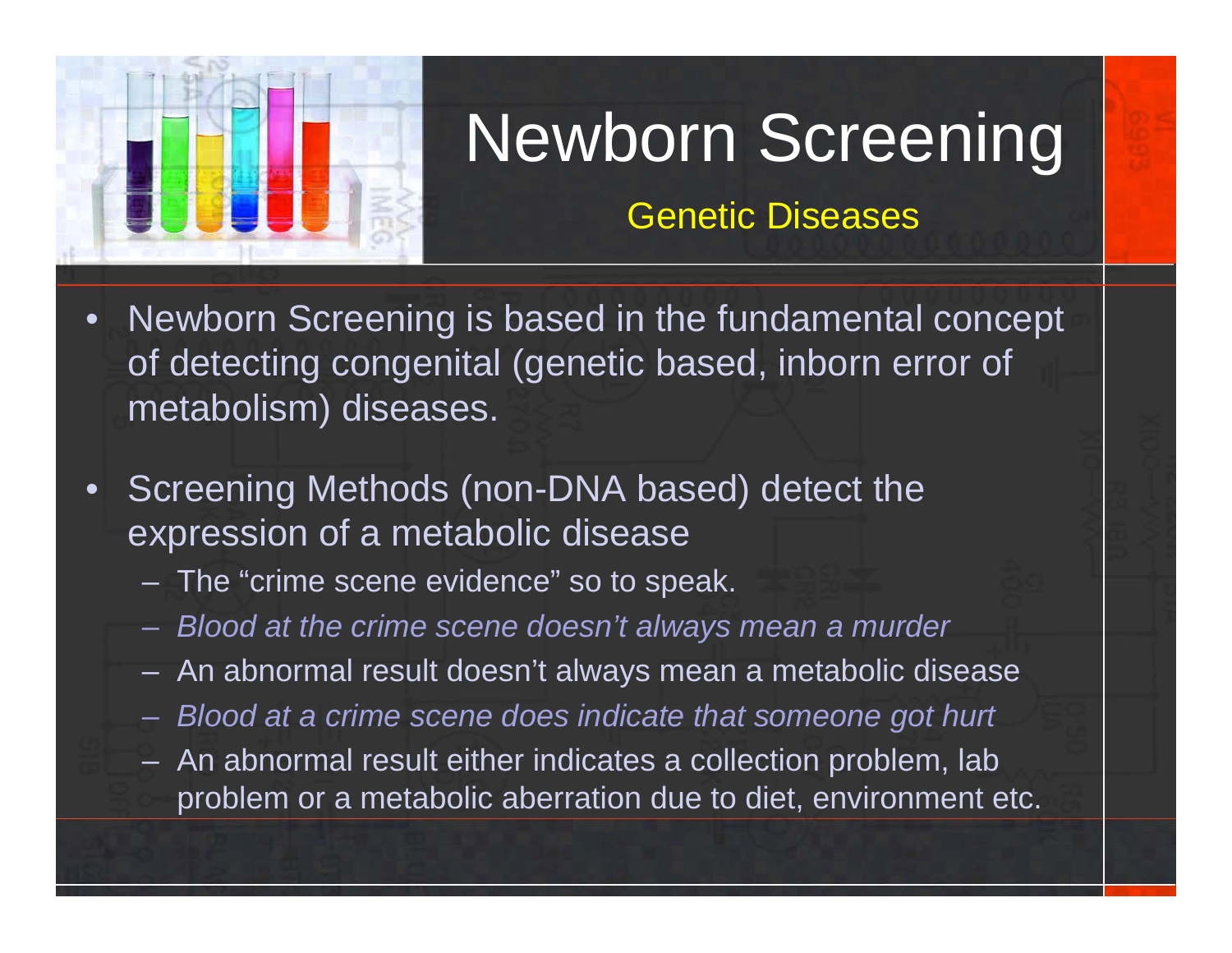# Newborn Screening

## Genetic Diseases

- Newborn Screening is based in the fundamental concept of detecting congenital (genetic based, inborn error of metabolism) diseases.
- Screening Methods (non-DNA based) detect the expression of a metabolic disease
  - The "crime scene evidence" so to speak.
  - *Blood at the crime scene doesn't always mean a murder*
  - An abnormal result doesn't always mean a metabolic disease
  - *Blood at a crime scene does indicate that someone got hurt*
  - An abnormal result either indicates a collection problem, lab problem or a metabolic aberration due to diet, environment etc.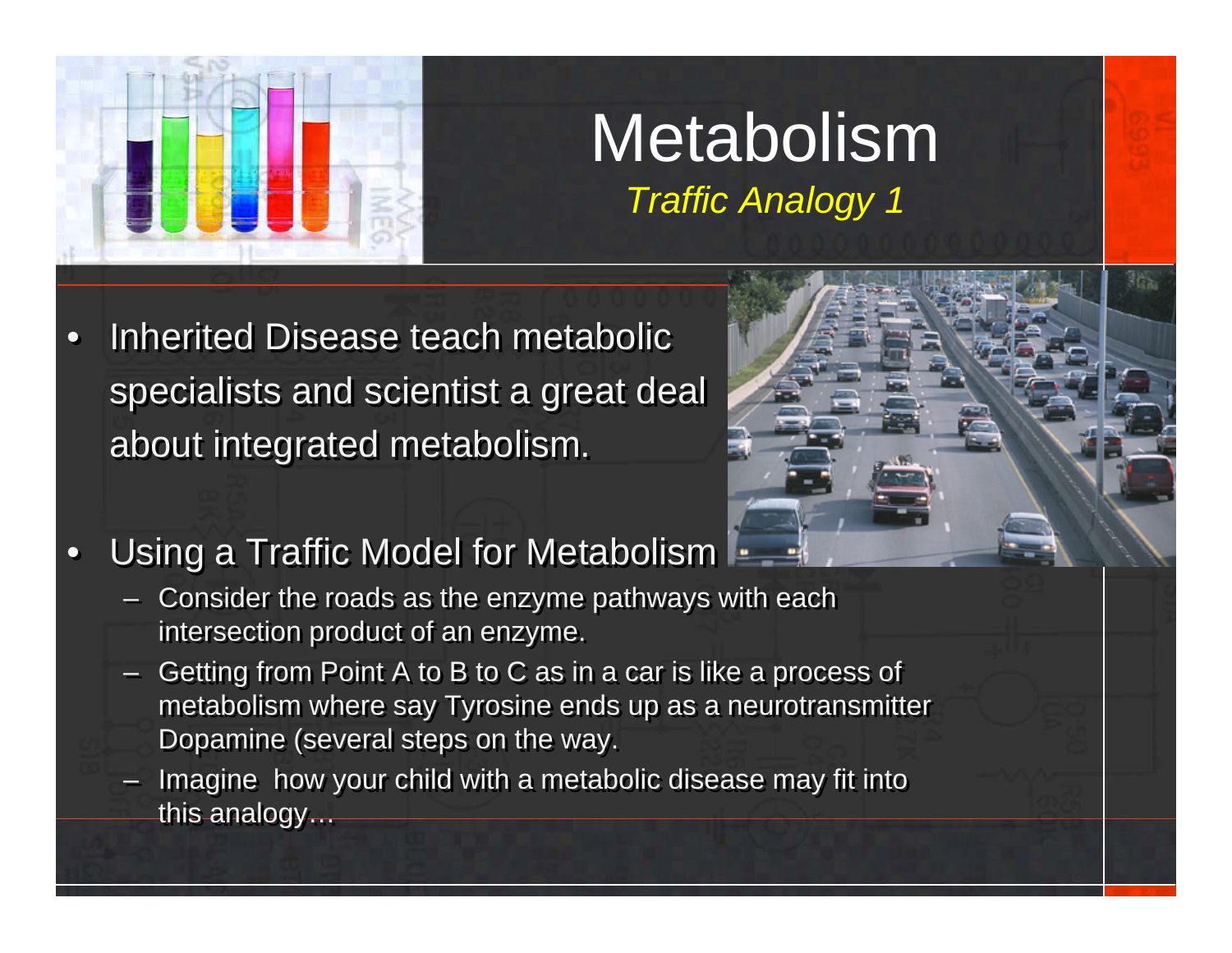# Metabolism

*Traffic Analogy 1*

- Inherited Disease teach metabolic specialists and scientist a great deal about integrated metabolism.
- Using a Traffic Model for Metabolism
  - Consider the roads as the enzyme pathways with each intersection product of an enzyme.
  - Getting from Point A to B to C as in a car is like a process of metabolism where say Tyrosine ends up as a neurotransmitter Dopamine (several steps on the way.
  - Imagine how your child with a metabolic disease may fit into this analogy…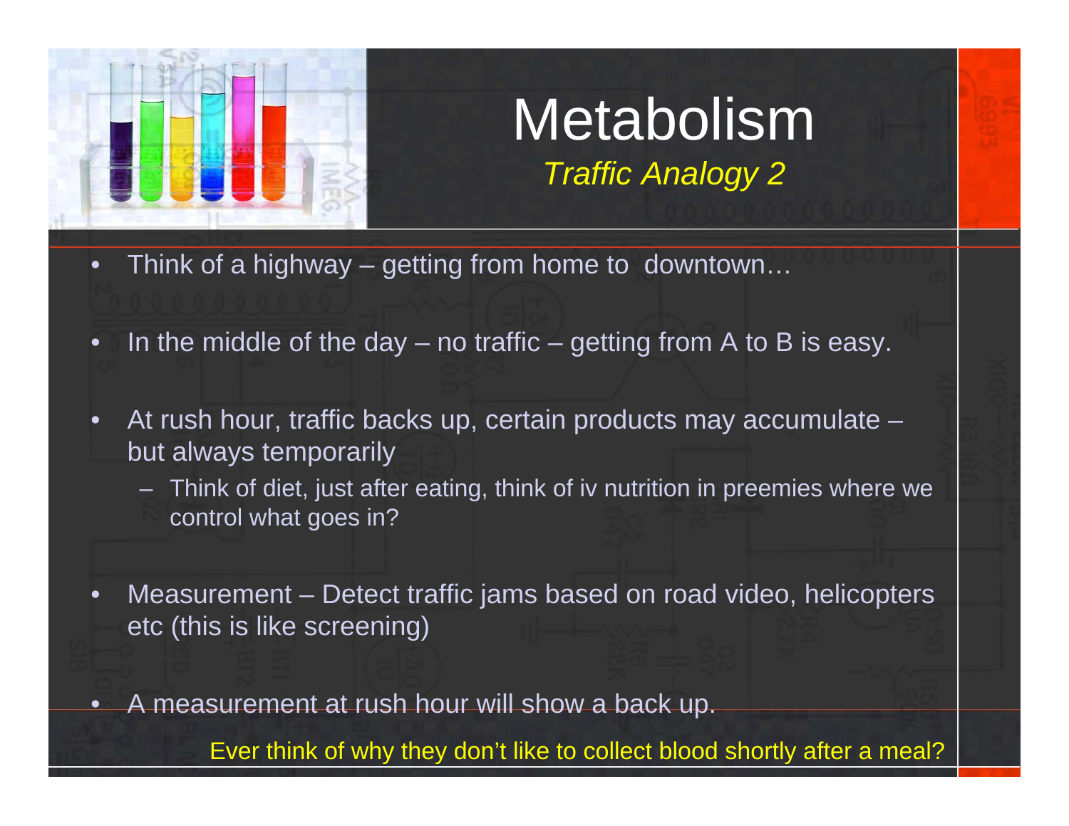# Metabolism

*Traffic Analogy 2*

- Think of a highway – getting from home to downtown…
- In the middle of the day – no traffic – getting from A to B is easy.
- At rush hour, traffic backs up, certain products may accumulate – but always temporarily
  - Think of diet, just after eating, think of iv nutrition in preemies where we control what goes in?
- Measurement – Detect traffic jams based on road video, helicopters etc (this is like screening)
- A measurement at rush hour will show a back up.

Ever think of why they don't like to collect blood shortly after a meal?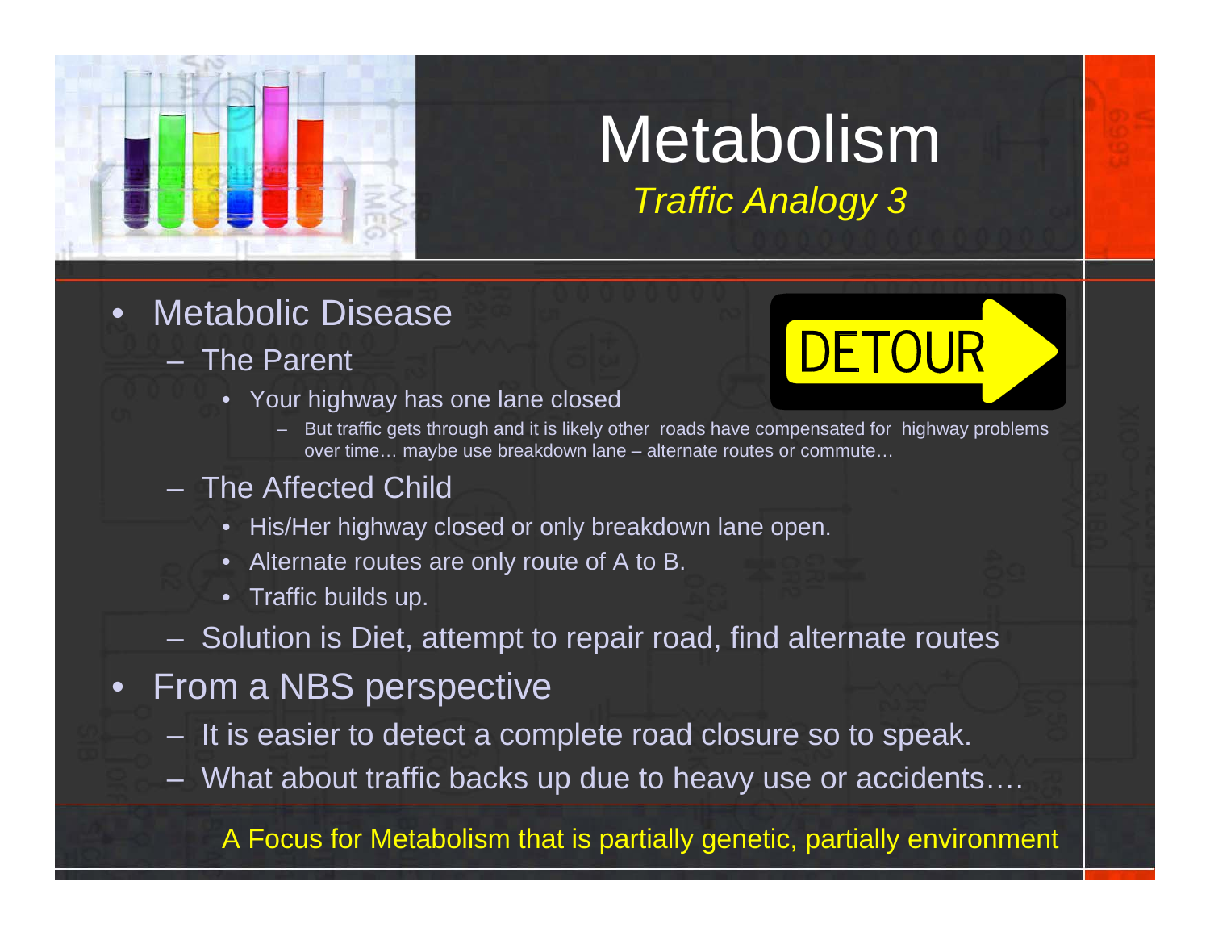# Metabolism

*Traffic Analogy 3*

- Metabolic Disease
  - The Parent
    - Your highway has one lane closed
      - But traffic gets through and it is likely other roads have compensated for highway problems over time… maybe use breakdown lane – alternate routes or commute…
  - The Affected Child
    - His/Her highway closed or only breakdown lane open.
    - Alternate routes are only route of A to B.
    - Traffic builds up.
  - Solution is Diet, attempt to repair road, find alternate routes
- From a NBS perspective
  - It is easier to detect a complete road closure so to speak.
  - What about traffic backs up due to heavy use or accidents….

A Focus for Metabolism that is partially genetic, partially environment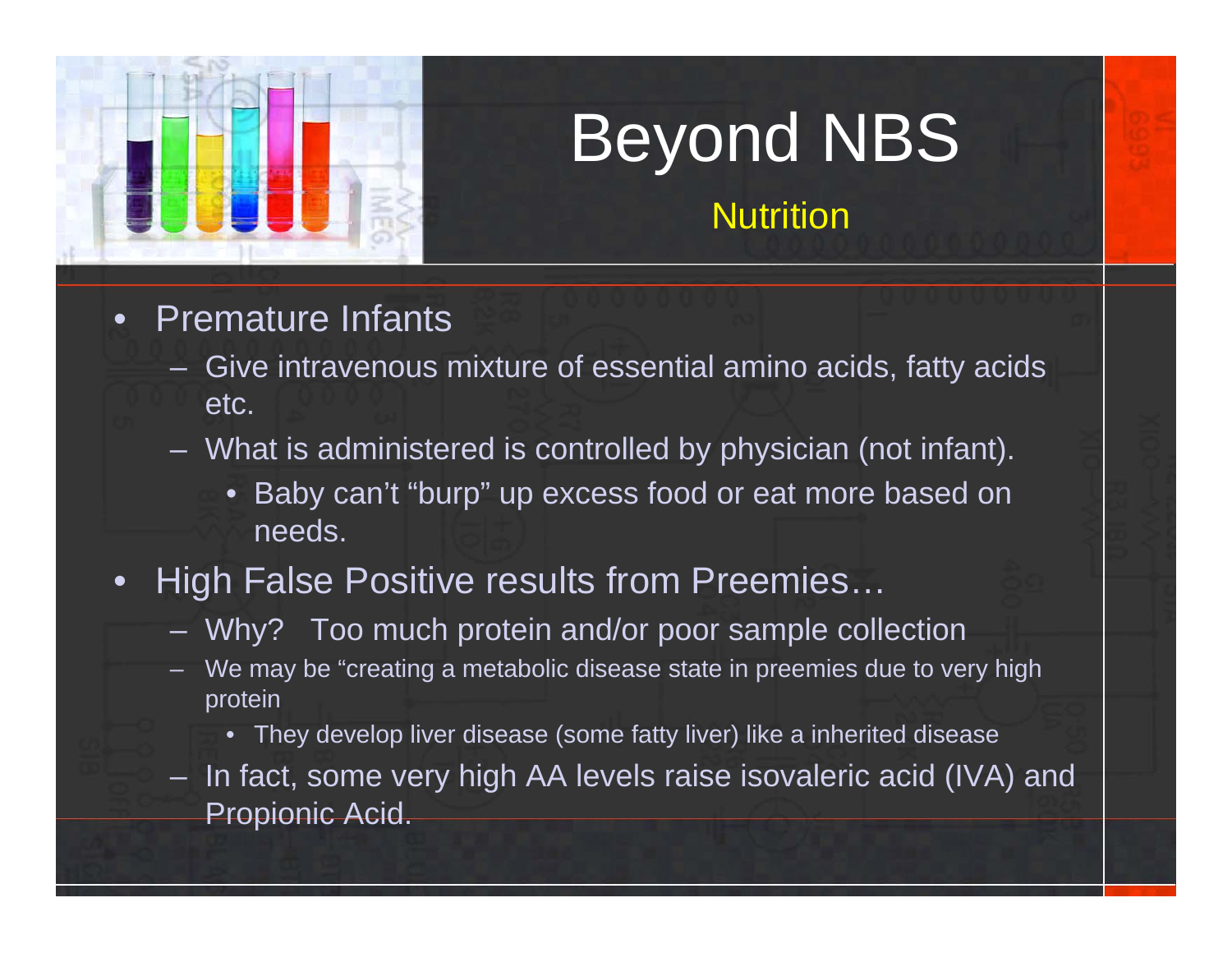# Beyond NBS

## Nutrition

- Premature Infants
  - Give intravenous mixture of essential amino acids, fatty acids etc.
  - What is administered is controlled by physician (not infant).
    - Baby can't "burp" up excess food or eat more based on needs.
- High False Positive results from Preemies…
  - Why? Too much protein and/or poor sample collection
  - We may be "creating a metabolic disease state in preemies due to very high protein
    - They develop liver disease (some fatty liver) like a inherited disease
  - In fact, some very high AA levels raise isovaleric acid (IVA) and Propionic Acid.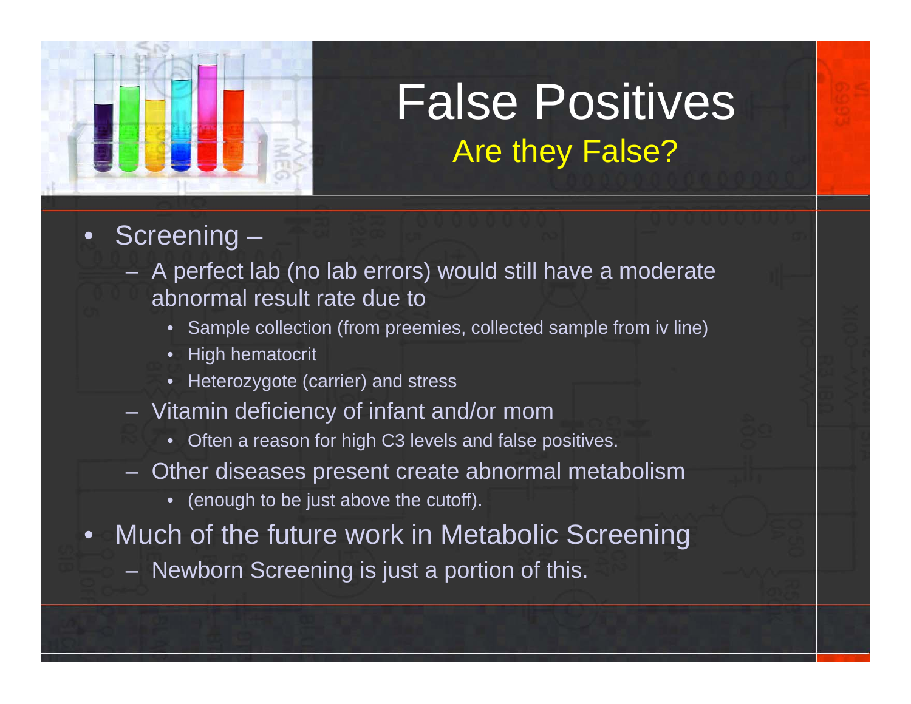# False Positives

## Are they False?

- Screening –
  - A perfect lab (no lab errors) would still have a moderate abnormal result rate due to
    - Sample collection (from preemies, collected sample from iv line)
    - High hematocrit
    - Heterozygote (carrier) and stress
  - Vitamin deficiency of infant and/or mom
    - Often a reason for high C3 levels and false positives.
  - Other diseases present create abnormal metabolism
    - (enough to be just above the cutoff).
- Much of the future work in Metabolic Screening
  - Newborn Screening is just a portion of this.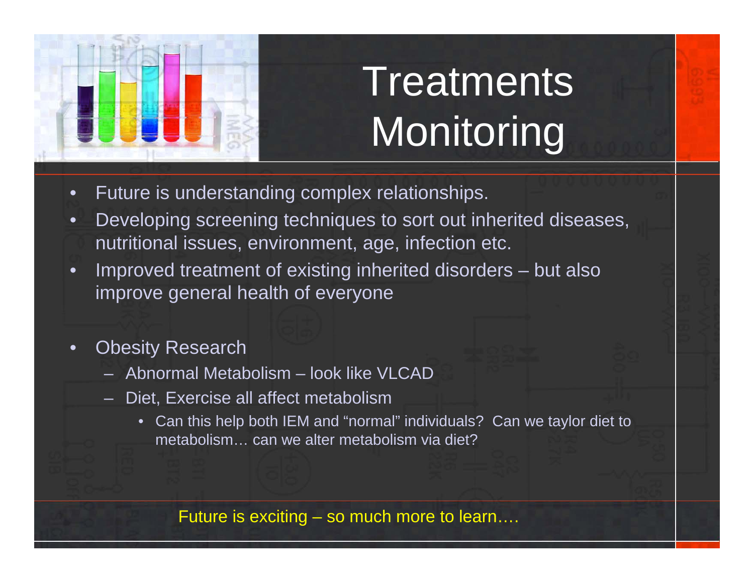# Treatments Monitoring

- Future is understanding complex relationships.
- Developing screening techniques to sort out inherited diseases, nutritional issues, environment, age, infection etc.
- Improved treatment of existing inherited disorders – but also improve general health of everyone

- Obesity Research
  - Abnormal Metabolism – look like VLCAD
  - Diet, Exercise all affect metabolism
    - Can this help both IEM and "normal" individuals? Can we taylor diet to metabolism… can we alter metabolism via diet?

Future is exciting – so much more to learn….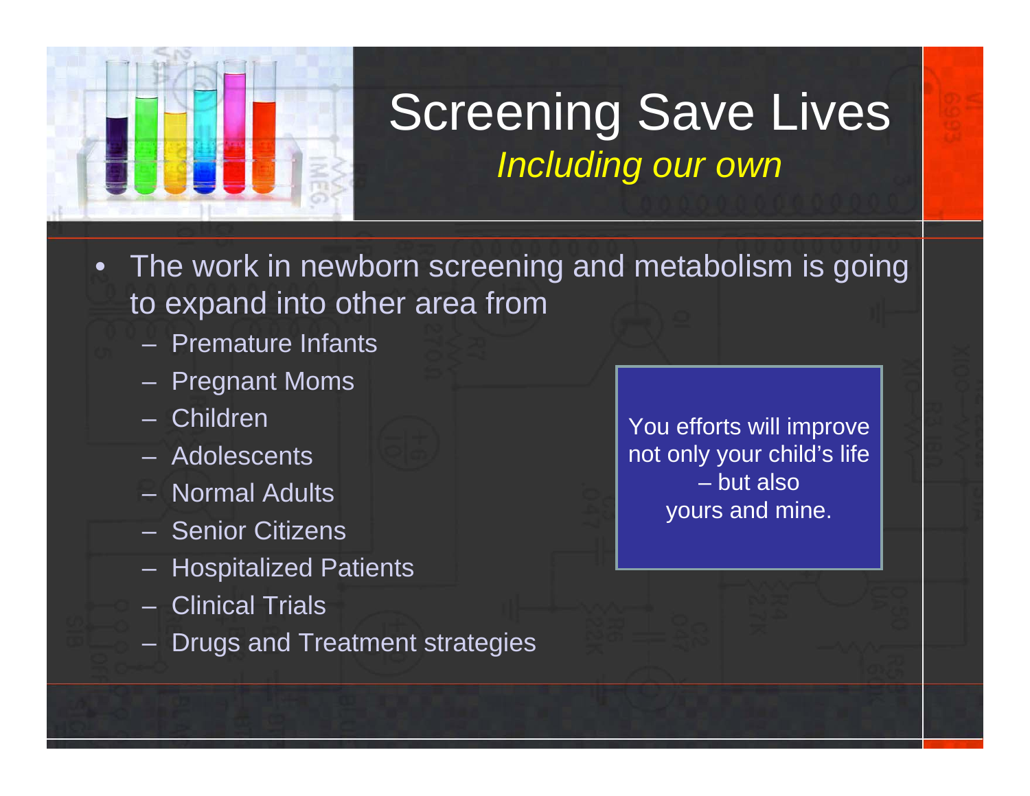# Screening Save Lives

*Including our own*

- The work in newborn screening and metabolism is going to expand into other area from
  - Premature Infants
  - Pregnant Moms
  - Children
  - Adolescents
  - Normal Adults
  - Senior Citizens
  - Hospitalized Patients
  - Clinical Trials
  - Drugs and Treatment strategies

You efforts will improve not only your child's life – but also yours and mine.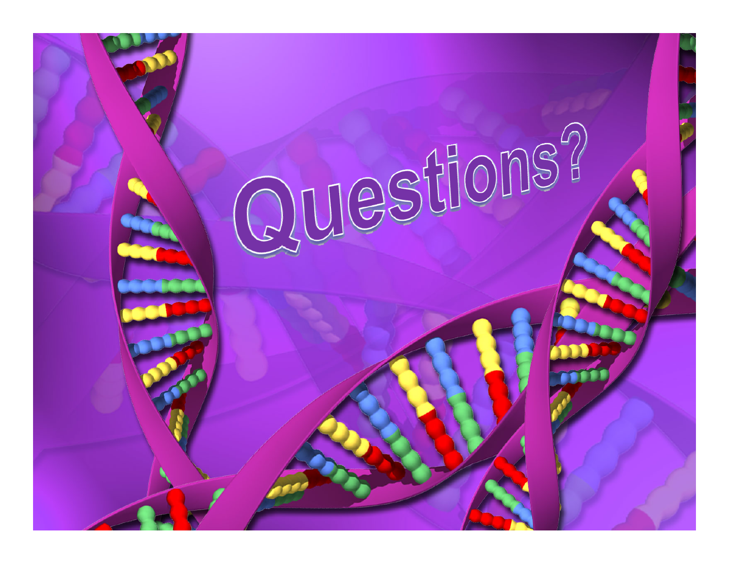Questions?